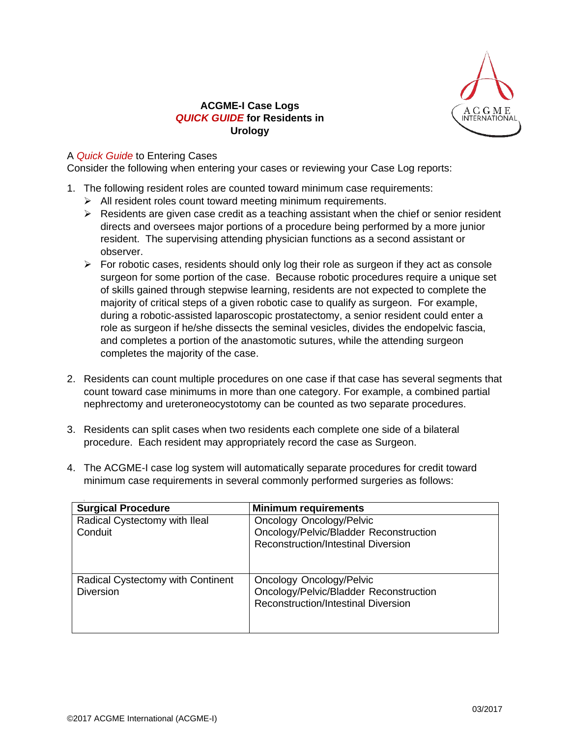# ACGME-I Case Logs
## *QUICK GUIDE* for Residents in Urology

A *Quick Guide* to Entering Cases

Consider the following when entering your cases or reviewing your Case Log reports:

1. The following resident roles are counted toward minimum case requirements:
   - All resident roles count toward meeting minimum requirements.
   - Residents are given case credit as a teaching assistant when the chief or senior resident directs and oversees major portions of a procedure being performed by a more junior resident. The supervising attending physician functions as a second assistant or observer.
   - For robotic cases, residents should only log their role as surgeon if they act as console surgeon for some portion of the case. Because robotic procedures require a unique set of skills gained through stepwise learning, residents are not expected to complete the majority of critical steps of a given robotic case to qualify as surgeon. For example, during a robotic-assisted laparoscopic prostatectomy, a senior resident could enter a role as surgeon if he/she dissects the seminal vesicles, divides the endopelvic fascia, and completes a portion of the anastomotic sutures, while the attending surgeon completes the majority of the case.

2. Residents can count multiple procedures on one case if that case has several segments that count toward case minimums in more than one category. For example, a combined partial nephrectomy and ureteroneocystotomy can be counted as two separate procedures.

3. Residents can split cases when two residents each complete one side of a bilateral procedure. Each resident may appropriately record the case as Surgeon.

4. The ACGME-I case log system will automatically separate procedures for credit toward minimum case requirements in several commonly performed surgeries as follows:

| Surgical Procedure | Minimum requirements |
|---|---|
| Radical Cystectomy with Ileal Conduit | Oncology Oncology/Pelvic<br>Oncology/Pelvic/Bladder Reconstruction<br>Reconstruction/Intestinal Diversion |
| Radical Cystectomy with Continent Diversion | Oncology Oncology/Pelvic<br>Oncology/Pelvic/Bladder Reconstruction<br>Reconstruction/Intestinal Diversion |

©2017 ACGME International (ACGME-I)

03/2017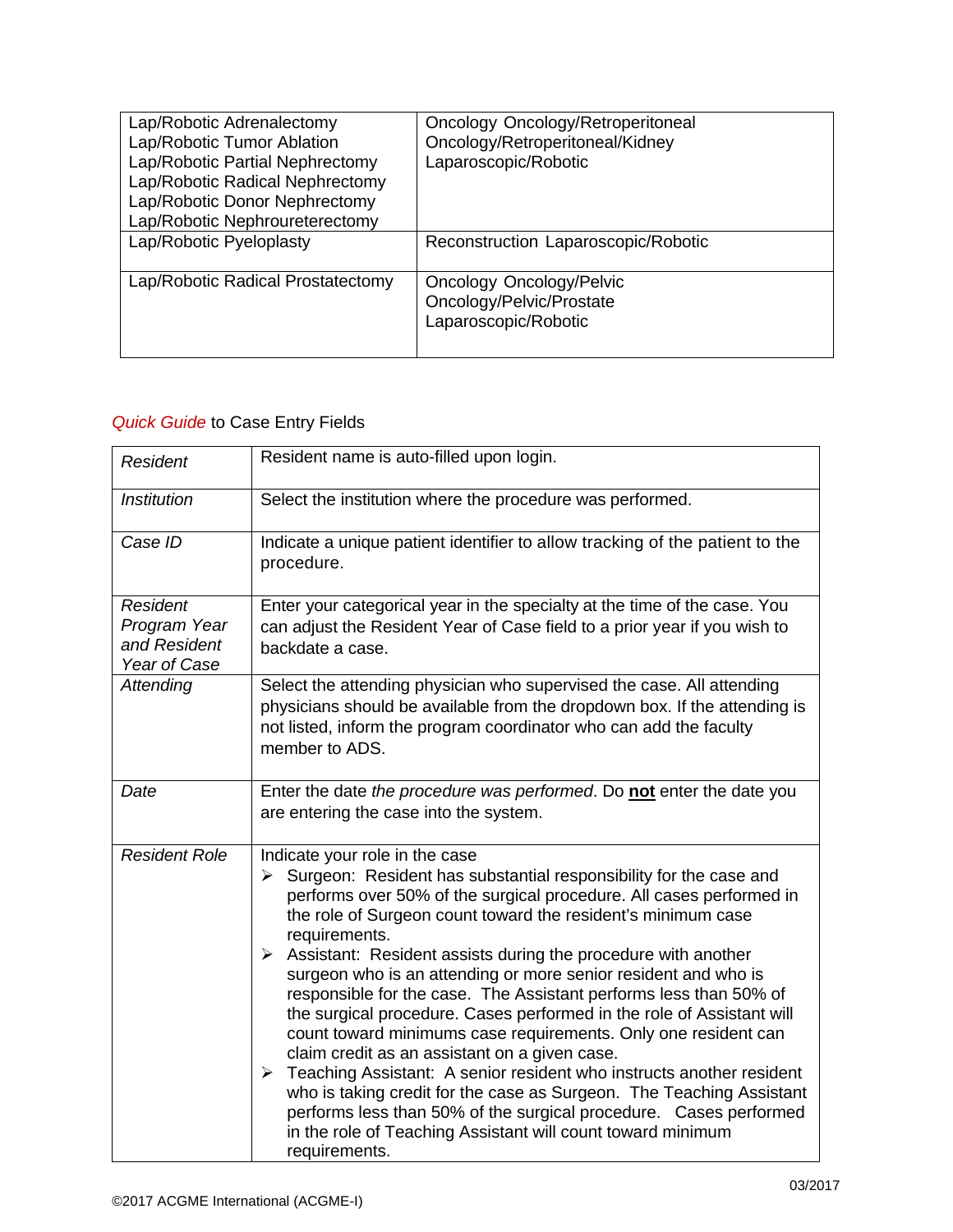| Lap/Robotic Adrenalectomy<br>Lap/Robotic Tumor Ablation<br>Lap/Robotic Partial Nephrectomy<br>Lap/Robotic Radical Nephrectomy<br>Lap/Robotic Donor Nephrectomy<br>Lap/Robotic Nephroureterectomy | Oncology Oncology/Retroperitoneal<br>Oncology/Retroperitoneal/Kidney<br>Laparoscopic/Robotic |
|---|---|
| Lap/Robotic Pyeloplasty | Reconstruction Laparoscopic/Robotic |
| Lap/Robotic Radical Prostatectomy | Oncology Oncology/Pelvic<br>Oncology/Pelvic/Prostate<br>Laparoscopic/Robotic |

*Quick Guide* to Case Entry Fields

| | |
|---|---|
| *Resident* | Resident name is auto-filled upon login. |
| *Institution* | Select the institution where the procedure was performed. |
| *Case ID* | Indicate a unique patient identifier to allow tracking of the patient to the procedure. |
| *Resident Program Year and Resident Year of Case* | Enter your categorical year in the specialty at the time of the case. You can adjust the Resident Year of Case field to a prior year if you wish to backdate a case. |
| *Attending* | Select the attending physician who supervised the case. All attending physicians should be available from the dropdown box. If the attending is not listed, inform the program coordinator who can add the faculty member to ADS. |
| *Date* | Enter the date *the procedure was performed*. Do **not** enter the date you are entering the case into the system. |
| *Resident Role* | Indicate your role in the case<br>➢ Surgeon: Resident has substantial responsibility for the case and performs over 50% of the surgical procedure. All cases performed in the role of Surgeon count toward the resident's minimum case requirements.<br>➢ Assistant: Resident assists during the procedure with another surgeon who is an attending or more senior resident and who is responsible for the case. The Assistant performs less than 50% of the surgical procedure. Cases performed in the role of Assistant will count toward minimums case requirements. Only one resident can claim credit as an assistant on a given case.<br>➢ Teaching Assistant: A senior resident who instructs another resident who is taking credit for the case as Surgeon. The Teaching Assistant performs less than 50% of the surgical procedure. Cases performed in the role of Teaching Assistant will count toward minimum requirements. |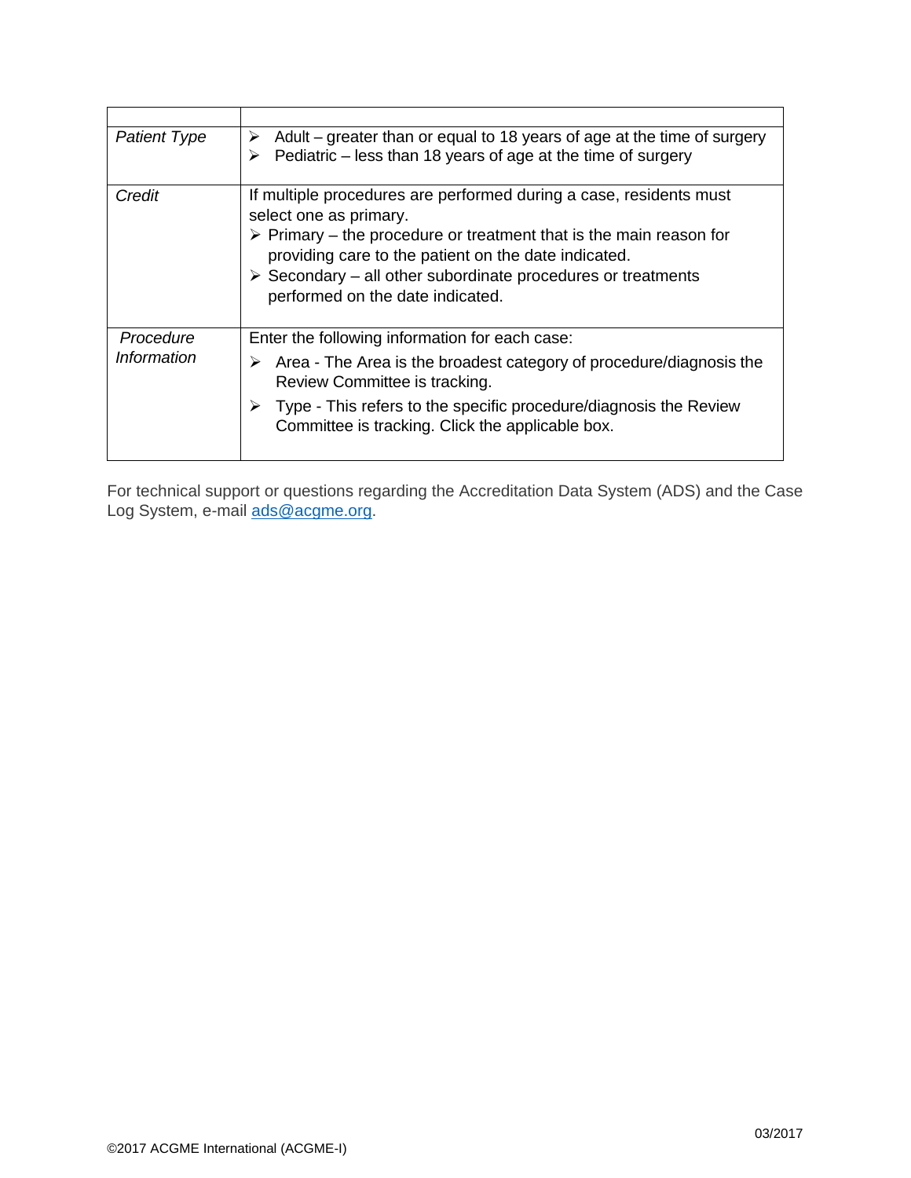| | |
|---|---|
| *Patient Type* | ➢ Adult – greater than or equal to 18 years of age at the time of surgery<br>➢ Pediatric – less than 18 years of age at the time of surgery |
| *Credit* | If multiple procedures are performed during a case, residents must select one as primary.<br>➢ Primary – the procedure or treatment that is the main reason for providing care to the patient on the date indicated.<br>➢ Secondary – all other subordinate procedures or treatments performed on the date indicated. |
| *Procedure Information* | Enter the following information for each case:<br>➢ Area - The Area is the broadest category of procedure/diagnosis the Review Committee is tracking.<br>➢ Type - This refers to the specific procedure/diagnosis the Review Committee is tracking. Click the applicable box. |

For technical support or questions regarding the Accreditation Data System (ADS) and the Case Log System, e-mail [ads@acgme.org](mailto:ads@acgme.org).

03/2017

©2017 ACGME International (ACGME-I)